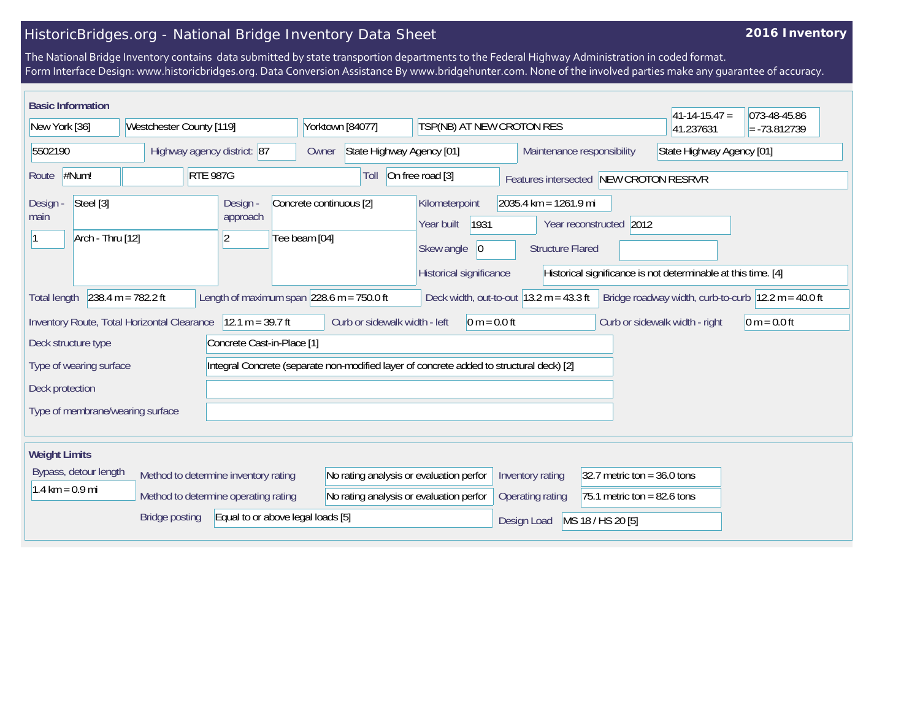# HistoricBridges.org - National Bridge Inventory Data Sheet

**2016 Inventory**

The National Bridge Inventory contains data submitted by state transportion departments to the Federal Highway Administration in coded format.
Form Interface Design: www.historicbridges.org. Data Conversion Assistance By www.bridgehunter.com. None of the involved parties make any guarantee of accuracy.

## Basic Information

| | |
|---|---|
| State | New York [36] |
| County | Westchester County [119] |
| Place | Yorktown [84077] |
| Facility carried | TSP(NB) AT NEW CROTON RES |
| Latitude | 41-14-15.47 = 41.237631 |
| Longitude | 073-48-45.86 = -73.812739 |
| Structure number | 5502190 |
| Highway agency district: | 87 |
| Owner | State Highway Agency [01] |
| Maintenance responsibility | State Highway Agency [01] |
| Route | #Num! |
| | RTE 987G |
| Toll | On free road [3] |
| Features intersected | NEW CROTON RESRVR |
| Design - main | Steel [3] |
| | 1 |
| | Arch - Thru [12] |
| Design - approach | Concrete continuous [2] |
| | 2 |
| | Tee beam [04] |
| Kilometerpoint | 2035.4 km = 1261.9 mi |
| Year built | 1931 |
| Year reconstructed | 2012 |
| Skew angle | 0 |
| Structure Flared | |
| Historical significance | Historical significance is not determinable at this time. [4] |
| Total length | 238.4 m = 782.2 ft |
| Length of maximum span | 228.6 m = 750.0 ft |
| Deck width, out-to-out | 13.2 m = 43.3 ft |
| Bridge roadway width, curb-to-curb | 12.2 m = 40.0 ft |
| Inventory Route, Total Horizontal Clearance | 12.1 m = 39.7 ft |
| Curb or sidewalk width - left | 0 m = 0.0 ft |
| Curb or sidewalk width - right | 0 m = 0.0 ft |
| Deck structure type | Concrete Cast-in-Place [1] |
| Type of wearing surface | Integral Concrete (separate non-modified layer of concrete added to structural deck) [2] |
| Deck protection | |
| Type of membrane/wearing surface | |

## Weight Limits

| | |
|---|---|
| Bypass, detour length | 1.4 km = 0.9 mi |
| Method to determine inventory rating | No rating analysis or evaluation perfor |
| Method to determine operating rating | No rating analysis or evaluation perfor |
| Bridge posting | Equal to or above legal loads [5] |
| Inventory rating | 32.7 metric ton = 36.0 tons |
| Operating rating | 75.1 metric ton = 82.6 tons |
| Design Load | MS 18 / HS 20 [5] |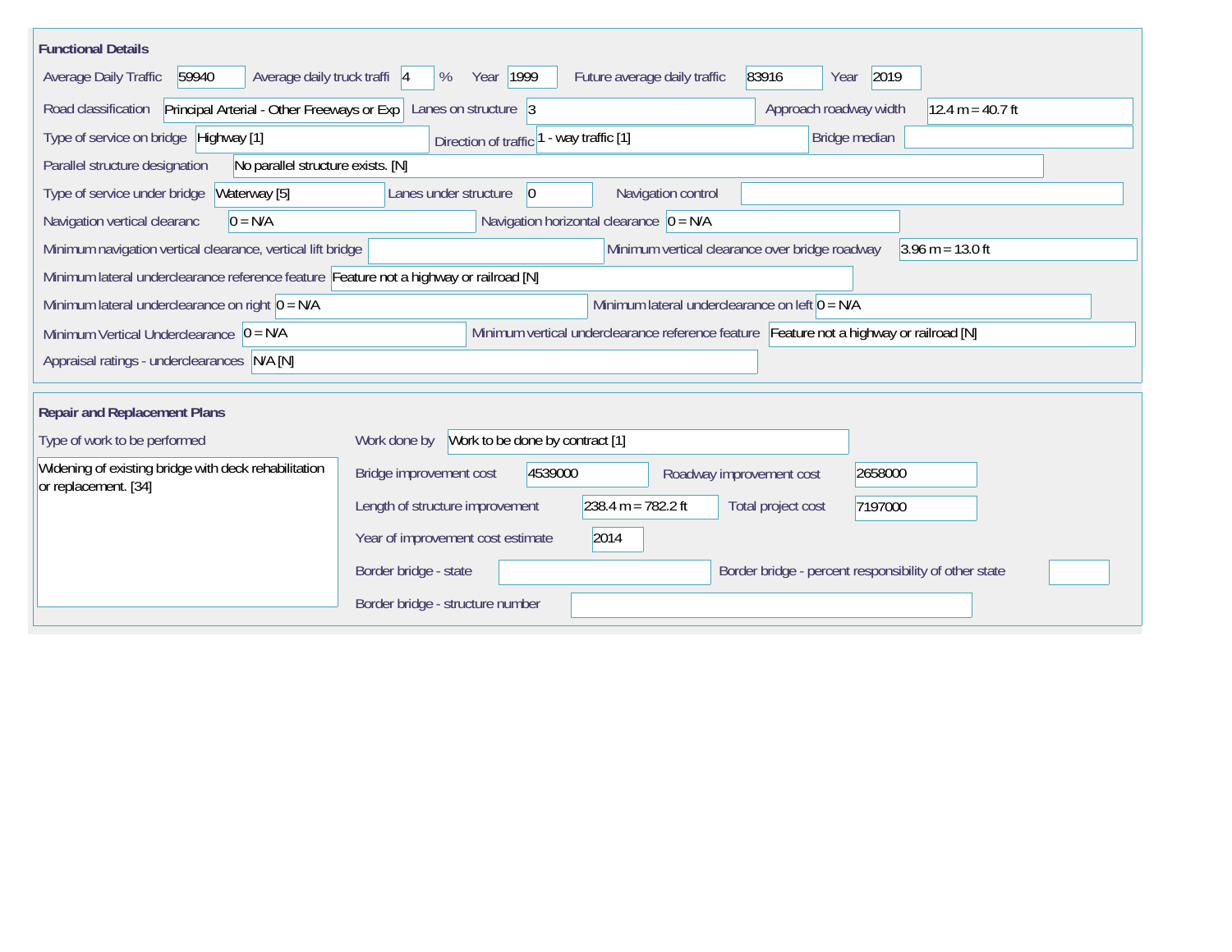## Functional Details

| Field | Value |
|---|---|
| Average Daily Traffic | 59940 |
| Average daily truck traffi | 4 % |
| Year | 1999 |
| Future average daily traffic | 83916 |
| Year | 2019 |
| Road classification | Principal Arterial - Other Freeways or Exp |
| Lanes on structure | 3 |
| Approach roadway width | 12.4 m = 40.7 ft |
| Type of service on bridge | Highway [1] |
| Direction of traffic | 1 - way traffic [1] |
| Bridge median | |
| Parallel structure designation | No parallel structure exists. [N] |
| Type of service under bridge | Waterway [5] |
| Lanes under structure | 0 |
| Navigation control | |
| Navigation vertical clearanc | 0 = N/A |
| Navigation horizontal clearance | 0 = N/A |
| Minimum navigation vertical clearance, vertical lift bridge | |
| Minimum vertical clearance over bridge roadway | 3.96 m = 13.0 ft |
| Minimum lateral underclearance reference feature | Feature not a highway or railroad [N] |
| Minimum lateral underclearance on right | 0 = N/A |
| Minimum lateral underclearance on left | 0 = N/A |
| Minimum Vertical Underclearance | 0 = N/A |
| Minimum vertical underclearance reference feature | Feature not a highway or railroad [N] |
| Appraisal ratings - underclearances | N/A [N] |

## Repair and Replacement Plans

| Field | Value |
|---|---|
| Type of work to be performed | Widening of existing bridge with deck rehabilitation or replacement. [34] |
| Work done by | Work to be done by contract [1] |
| Bridge improvement cost | 4539000 |
| Roadway improvement cost | 2658000 |
| Length of structure improvement | 238.4 m = 782.2 ft |
| Total project cost | 7197000 |
| Year of improvement cost estimate | 2014 |
| Border bridge - state | |
| Border bridge - percent responsibility of other state | |
| Border bridge - structure number | |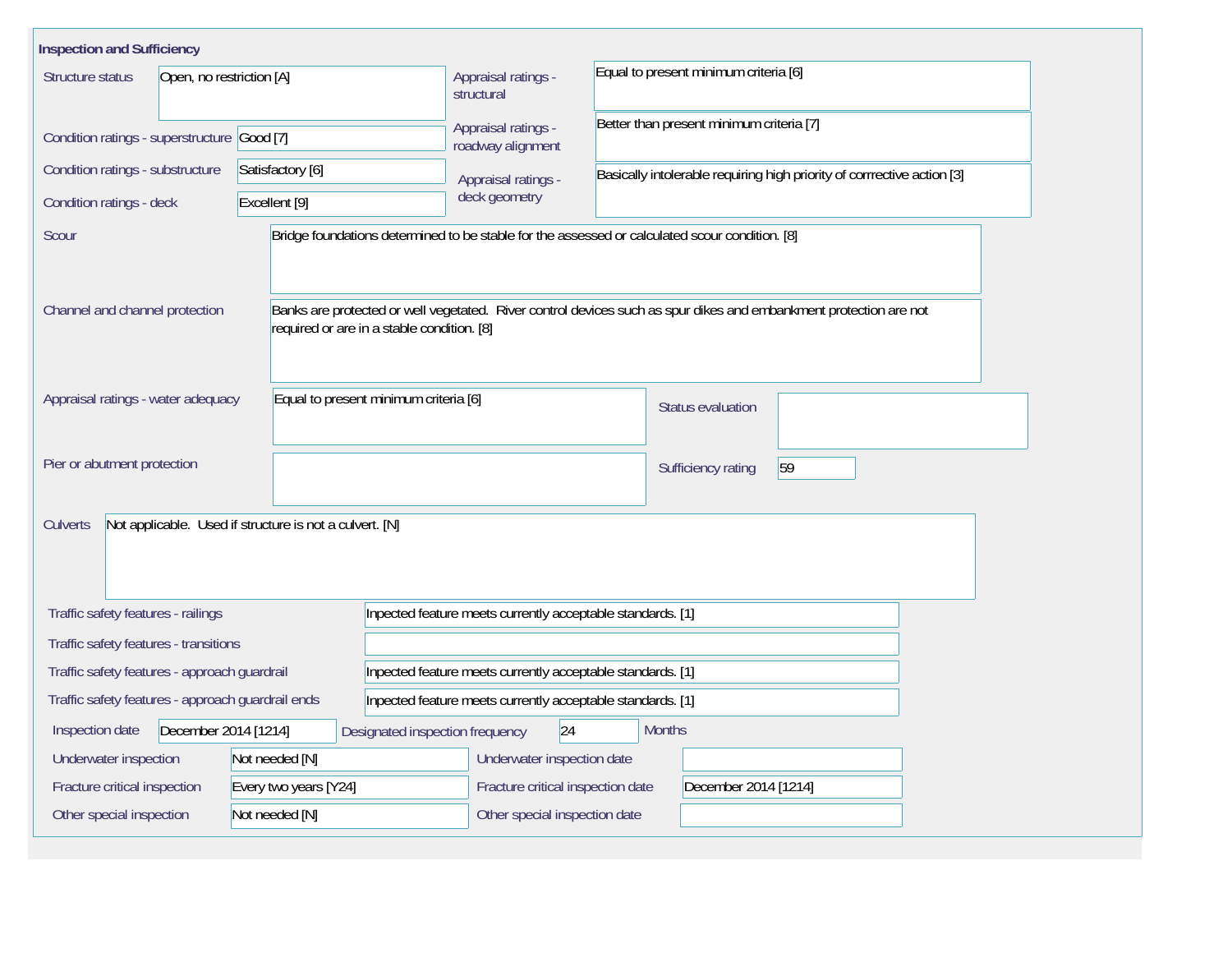## Inspection and Sufficiency

| Field | Value |
|---|---|
| Structure status | Open, no restriction [A] |
| Condition ratings - superstructure | Good [7] |
| Condition ratings - substructure | Satisfactory [6] |
| Condition ratings - deck | Excellent [9] |
| Appraisal ratings - structural | Equal to present minimum criteria [6] |
| Appraisal ratings - roadway alignment | Better than present minimum criteria [7] |
| Appraisal ratings - deck geometry | Basically intolerable requiring high priority of corrrective action [3] |
| Scour | Bridge foundations determined to be stable for the assessed or calculated scour condition. [8] |
| Channel and channel protection | Banks are protected or well vegetated. River control devices such as spur dikes and embankment protection are not required or are in a stable condition. [8] |
| Appraisal ratings - water adequacy | Equal to present minimum criteria [6] |
| Status evaluation | |
| Pier or abutment protection | |
| Sufficiency rating | 59 |
| Culverts | Not applicable. Used if structure is not a culvert. [N] |
| Traffic safety features - railings | Inpected feature meets currently acceptable standards. [1] |
| Traffic safety features - transitions | |
| Traffic safety features - approach guardrail | Inpected feature meets currently acceptable standards. [1] |
| Traffic safety features - approach guardrail ends | Inpected feature meets currently acceptable standards. [1] |
| Inspection date | December 2014 [1214] |
| Designated inspection frequency | 24 Months |
| Underwater inspection | Not needed [N] |
| Underwater inspection date | |
| Fracture critical inspection | Every two years [Y24] |
| Fracture critical inspection date | December 2014 [1214] |
| Other special inspection | Not needed [N] |
| Other special inspection date | |